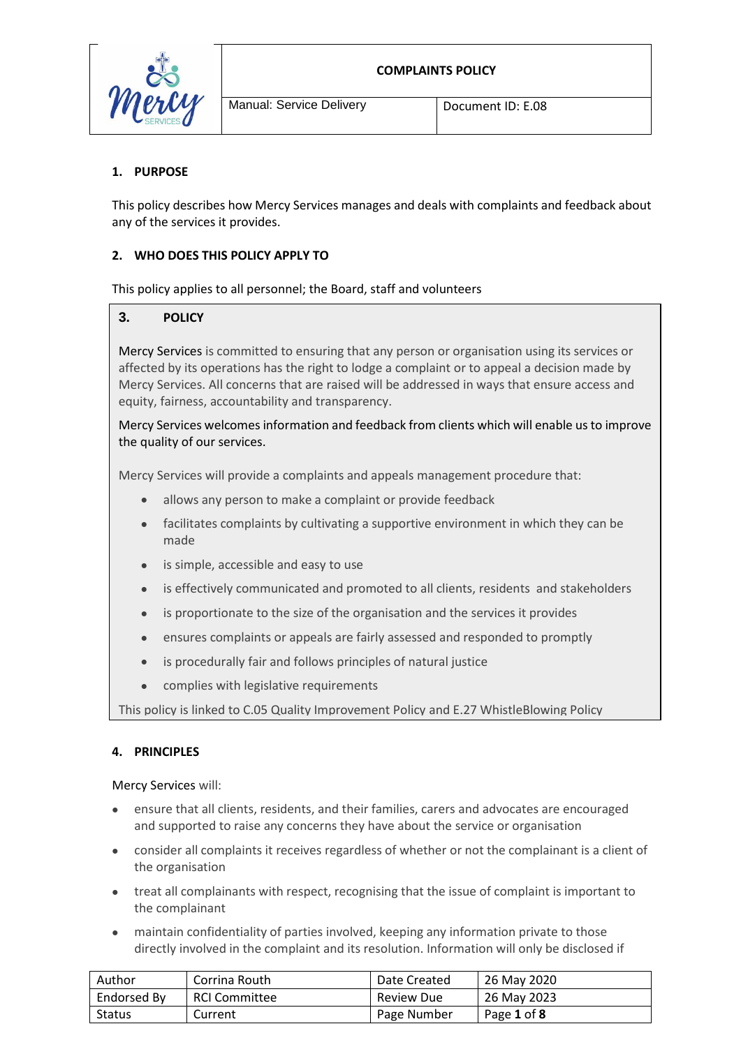| | **COMPLAINTS POLICY** | |
|---|---|---|
| | Manual: Service Delivery | Document ID: E.08 |

## 1. PURPOSE

This policy describes how Mercy Services manages and deals with complaints and feedback about any of the services it provides.

## 2. WHO DOES THIS POLICY APPLY TO

This policy applies to all personnel; the Board, staff and volunteers

## 3. POLICY

Mercy Services is committed to ensuring that any person or organisation using its services or affected by its operations has the right to lodge a complaint or to appeal a decision made by Mercy Services. All concerns that are raised will be addressed in ways that ensure access and equity, fairness, accountability and transparency.

Mercy Services welcomes information and feedback from clients which will enable us to improve the quality of our services.

Mercy Services will provide a complaints and appeals management procedure that:

- allows any person to make a complaint or provide feedback
- facilitates complaints by cultivating a supportive environment in which they can be made
- is simple, accessible and easy to use
- is effectively communicated and promoted to all clients, residents and stakeholders
- is proportionate to the size of the organisation and the services it provides
- ensures complaints or appeals are fairly assessed and responded to promptly
- is procedurally fair and follows principles of natural justice
- complies with legislative requirements

This policy is linked to C.05 Quality Improvement Policy and E.27 WhistleBlowing Policy

## 4. PRINCIPLES

Mercy Services will:

- ensure that all clients, residents, and their families, carers and advocates are encouraged and supported to raise any concerns they have about the service or organisation
- consider all complaints it receives regardless of whether or not the complainant is a client of the organisation
- treat all complainants with respect, recognising that the issue of complaint is important to the complainant
- maintain confidentiality of parties involved, keeping any information private to those directly involved in the complaint and its resolution. Information will only be disclosed if

| Author | Corrina Routh | Date Created | 26 May 2020 |
|---|---|---|---|
| Endorsed By | RCI Committee | Review Due | 26 May 2023 |
| Status | Current | Page Number | Page **1** of **8** |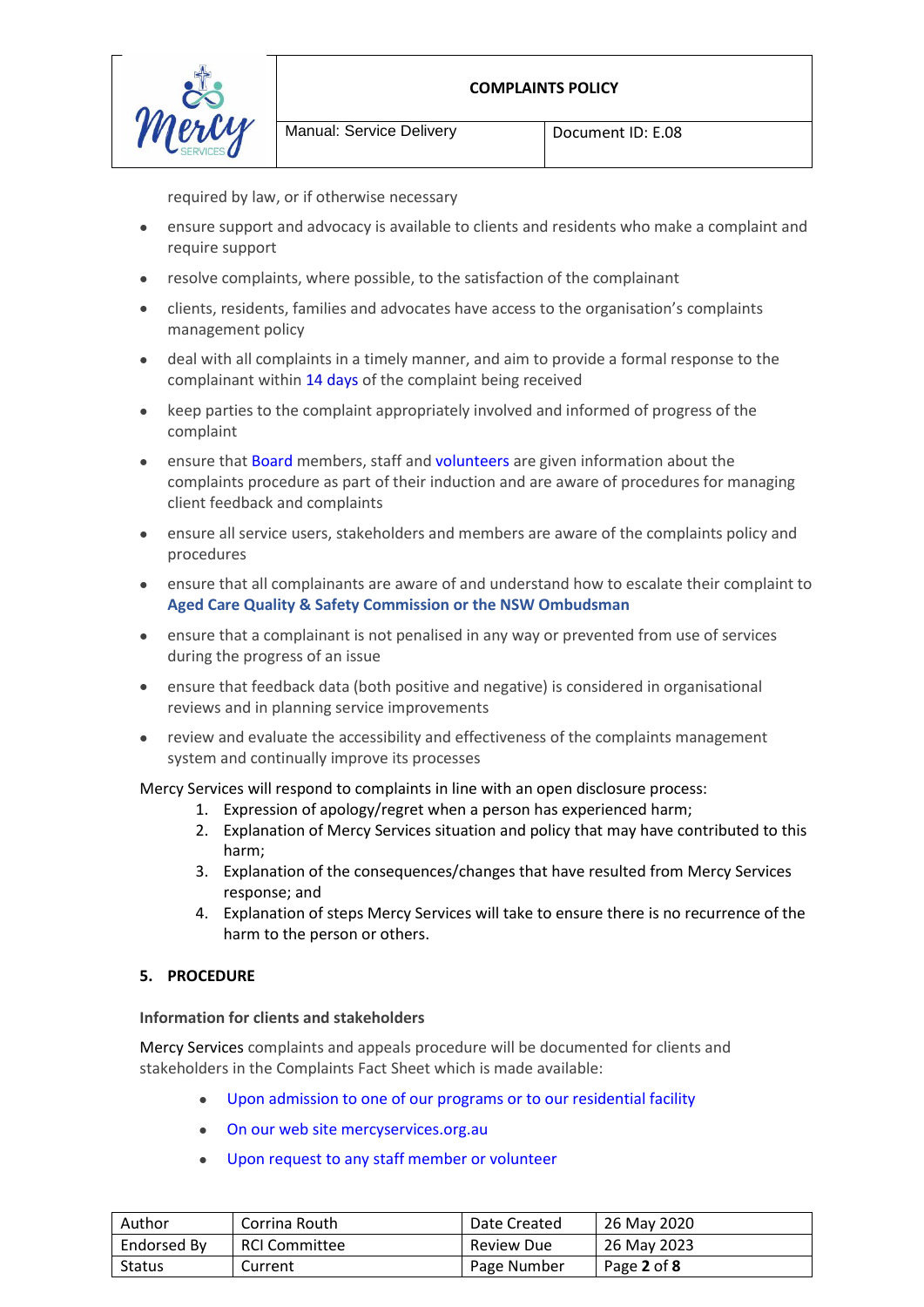required by law, or if otherwise necessary

- ensure support and advocacy is available to clients and residents who make a complaint and require support
- resolve complaints, where possible, to the satisfaction of the complainant
- clients, residents, families and advocates have access to the organisation's complaints management policy
- deal with all complaints in a timely manner, and aim to provide a formal response to the complainant within 14 days of the complaint being received
- keep parties to the complaint appropriately involved and informed of progress of the complaint
- ensure that Board members, staff and volunteers are given information about the complaints procedure as part of their induction and are aware of procedures for managing client feedback and complaints
- ensure all service users, stakeholders and members are aware of the complaints policy and procedures
- ensure that all complainants are aware of and understand how to escalate their complaint to **Aged Care Quality & Safety Commission or the NSW Ombudsman**
- ensure that a complainant is not penalised in any way or prevented from use of services during the progress of an issue
- ensure that feedback data (both positive and negative) is considered in organisational reviews and in planning service improvements
- review and evaluate the accessibility and effectiveness of the complaints management system and continually improve its processes

Mercy Services will respond to complaints in line with an open disclosure process:

1. Expression of apology/regret when a person has experienced harm;
2. Explanation of Mercy Services situation and policy that may have contributed to this harm;
3. Explanation of the consequences/changes that have resulted from Mercy Services response; and
4. Explanation of steps Mercy Services will take to ensure there is no recurrence of the harm to the person or others.

## 5. PROCEDURE

### Information for clients and stakeholders

Mercy Services complaints and appeals procedure will be documented for clients and stakeholders in the Complaints Fact Sheet which is made available:

- Upon admission to one of our programs or to our residential facility
- On our web site mercyservices.org.au
- Upon request to any staff member or volunteer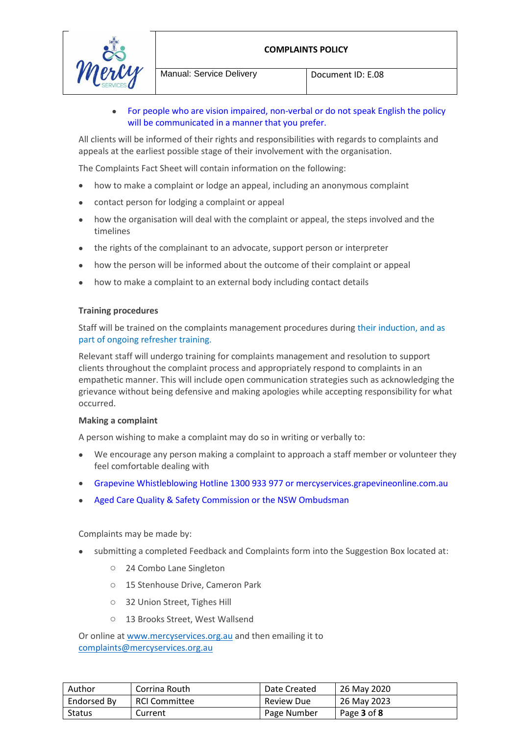- For people who are vision impaired, non-verbal or do not speak English the policy will be communicated in a manner that you prefer.

All clients will be informed of their rights and responsibilities with regards to complaints and appeals at the earliest possible stage of their involvement with the organisation.

The Complaints Fact Sheet will contain information on the following:

- how to make a complaint or lodge an appeal, including an anonymous complaint
- contact person for lodging a complaint or appeal
- how the organisation will deal with the complaint or appeal, the steps involved and the timelines
- the rights of the complainant to an advocate, support person or interpreter
- how the person will be informed about the outcome of their complaint or appeal
- how to make a complaint to an external body including contact details

**Training procedures**

Staff will be trained on the complaints management procedures during their induction, and as part of ongoing refresher training.

Relevant staff will undergo training for complaints management and resolution to support clients throughout the complaint process and appropriately respond to complaints in an empathetic manner. This will include open communication strategies such as acknowledging the grievance without being defensive and making apologies while accepting responsibility for what occurred.

**Making a complaint**

A person wishing to make a complaint may do so in writing or verbally to:

- We encourage any person making a complaint to approach a staff member or volunteer they feel comfortable dealing with
- Grapevine Whistleblowing Hotline 1300 933 977 or mercyservices.grapevineonline.com.au
- Aged Care Quality & Safety Commission or the NSW Ombudsman

Complaints may be made by:

- submitting a completed Feedback and Complaints form into the Suggestion Box located at:
  - 24 Combo Lane Singleton
  - 15 Stenhouse Drive, Cameron Park
  - 32 Union Street, Tighes Hill
  - 13 Brooks Street, West Wallsend

Or online at www.mercyservices.org.au and then emailing it to complaints@mercyservices.org.au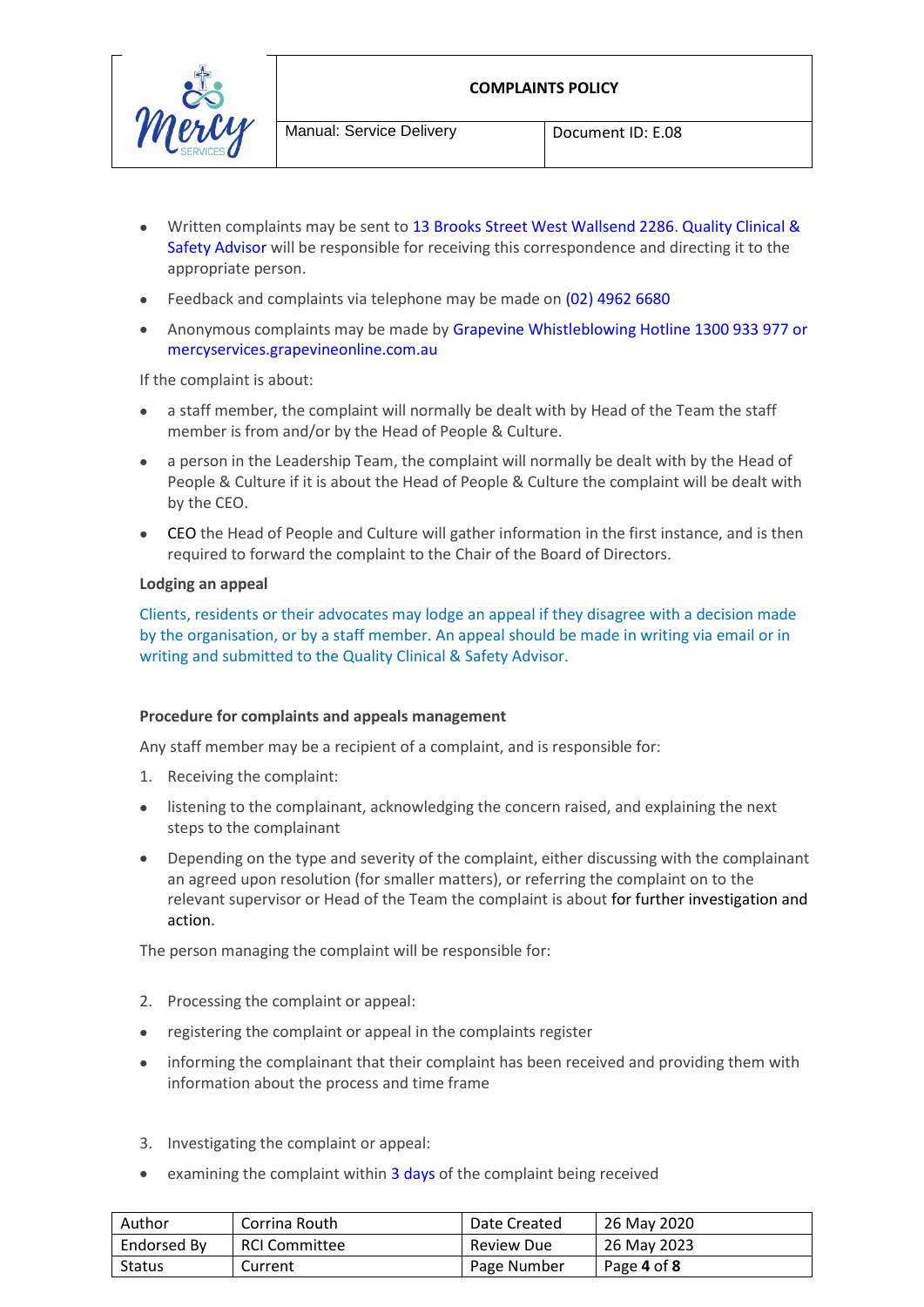- Written complaints may be sent to 13 Brooks Street West Wallsend 2286. Quality Clinical & Safety Advisor will be responsible for receiving this correspondence and directing it to the appropriate person.
- Feedback and complaints via telephone may be made on (02) 4962 6680
- Anonymous complaints may be made by Grapevine Whistleblowing Hotline 1300 933 977 or mercyservices.grapevineonline.com.au

If the complaint is about:

- a staff member, the complaint will normally be dealt with by Head of the Team the staff member is from and/or by the Head of People & Culture.
- a person in the Leadership Team, the complaint will normally be dealt with by the Head of People & Culture if it is about the Head of People & Culture the complaint will be dealt with by the CEO.
- CEO the Head of People and Culture will gather information in the first instance, and is then required to forward the complaint to the Chair of the Board of Directors.

**Lodging an appeal**

Clients, residents or their advocates may lodge an appeal if they disagree with a decision made by the organisation, or by a staff member. An appeal should be made in writing via email or in writing and submitted to the Quality Clinical & Safety Advisor.

**Procedure for complaints and appeals management**

Any staff member may be a recipient of a complaint, and is responsible for:

1. Receiving the complaint:

- listening to the complainant, acknowledging the concern raised, and explaining the next steps to the complainant
- Depending on the type and severity of the complaint, either discussing with the complainant an agreed upon resolution (for smaller matters), or referring the complaint on to the relevant supervisor or Head of the Team the complaint is about for further investigation and action.

The person managing the complaint will be responsible for:

2. Processing the complaint or appeal:

- registering the complaint or appeal in the complaints register
- informing the complainant that their complaint has been received and providing them with information about the process and time frame

3. Investigating the complaint or appeal:

- examining the complaint within 3 days of the complaint being received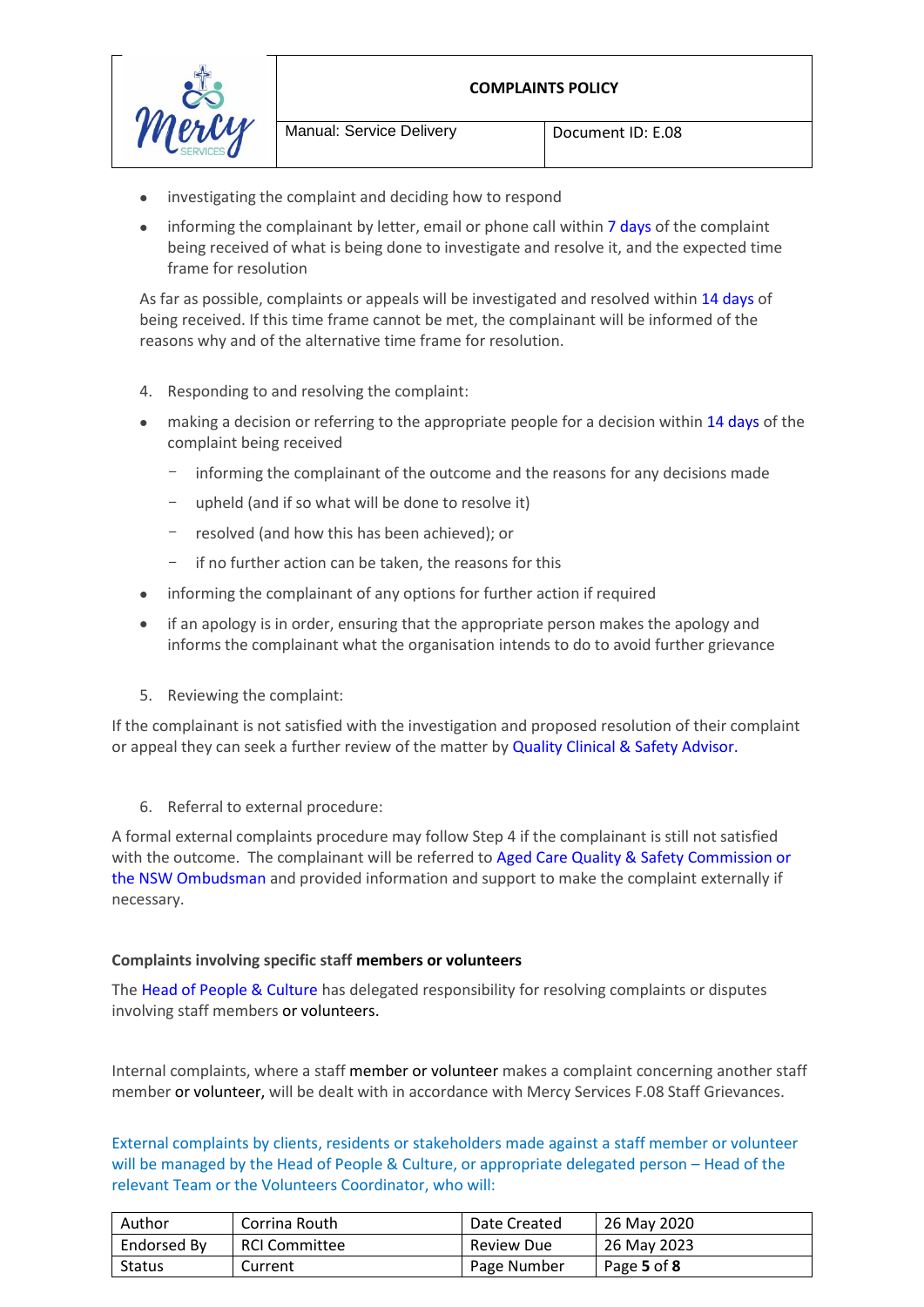- investigating the complaint and deciding how to respond
- informing the complainant by letter, email or phone call within 7 days of the complaint being received of what is being done to investigate and resolve it, and the expected time frame for resolution

As far as possible, complaints or appeals will be investigated and resolved within 14 days of being received. If this time frame cannot be met, the complainant will be informed of the reasons why and of the alternative time frame for resolution.

4. Responding to and resolving the complaint:

- making a decision or referring to the appropriate people for a decision within 14 days of the complaint being received
  - informing the complainant of the outcome and the reasons for any decisions made
  - upheld (and if so what will be done to resolve it)
  - resolved (and how this has been achieved); or
  - if no further action can be taken, the reasons for this
- informing the complainant of any options for further action if required
- if an apology is in order, ensuring that the appropriate person makes the apology and informs the complainant what the organisation intends to do to avoid further grievance

5. Reviewing the complaint:

If the complainant is not satisfied with the investigation and proposed resolution of their complaint or appeal they can seek a further review of the matter by Quality Clinical & Safety Advisor.

6. Referral to external procedure:

A formal external complaints procedure may follow Step 4 if the complainant is still not satisfied with the outcome. The complainant will be referred to Aged Care Quality & Safety Commission or the NSW Ombudsman and provided information and support to make the complaint externally if necessary.

**Complaints involving specific staff members or volunteers**

The Head of People & Culture has delegated responsibility for resolving complaints or disputes involving staff members or volunteers.

Internal complaints, where a staff member or volunteer makes a complaint concerning another staff member or volunteer, will be dealt with in accordance with Mercy Services F.08 Staff Grievances.

External complaints by clients, residents or stakeholders made against a staff member or volunteer will be managed by the Head of People & Culture, or appropriate delegated person – Head of the relevant Team or the Volunteers Coordinator, who will: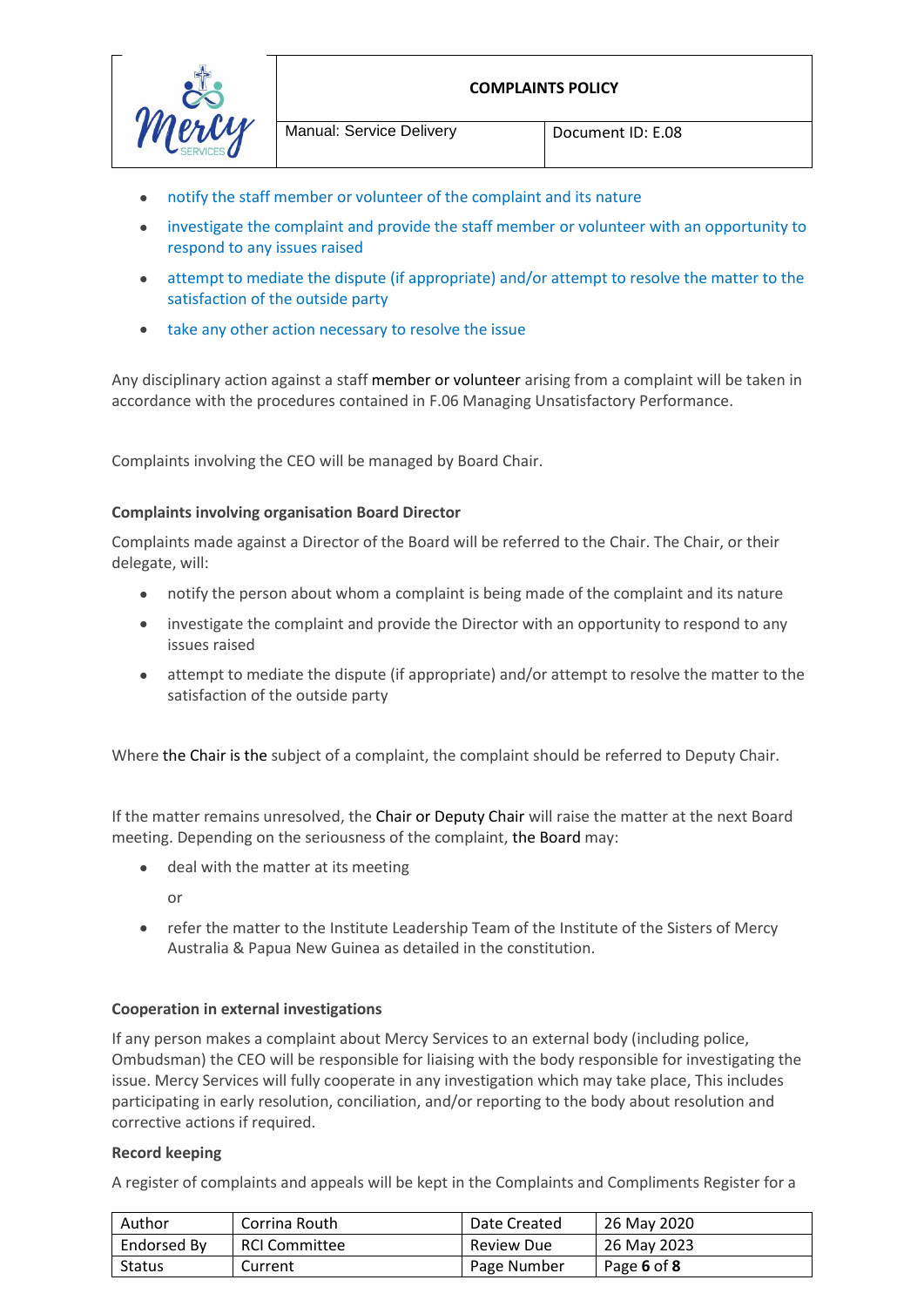- notify the staff member or volunteer of the complaint and its nature
- investigate the complaint and provide the staff member or volunteer with an opportunity to respond to any issues raised
- attempt to mediate the dispute (if appropriate) and/or attempt to resolve the matter to the satisfaction of the outside party
- take any other action necessary to resolve the issue

Any disciplinary action against a staff member or volunteer arising from a complaint will be taken in accordance with the procedures contained in F.06 Managing Unsatisfactory Performance.

Complaints involving the CEO will be managed by Board Chair.

**Complaints involving organisation Board Director**

Complaints made against a Director of the Board will be referred to the Chair. The Chair, or their delegate, will:

- notify the person about whom a complaint is being made of the complaint and its nature
- investigate the complaint and provide the Director with an opportunity to respond to any issues raised
- attempt to mediate the dispute (if appropriate) and/or attempt to resolve the matter to the satisfaction of the outside party

Where the Chair is the subject of a complaint, the complaint should be referred to Deputy Chair.

If the matter remains unresolved, the Chair or Deputy Chair will raise the matter at the next Board meeting. Depending on the seriousness of the complaint, the Board may:

- deal with the matter at its meeting

  or

- refer the matter to the Institute Leadership Team of the Institute of the Sisters of Mercy Australia & Papua New Guinea as detailed in the constitution.

**Cooperation in external investigations**

If any person makes a complaint about Mercy Services to an external body (including police, Ombudsman) the CEO will be responsible for liaising with the body responsible for investigating the issue. Mercy Services will fully cooperate in any investigation which may take place, This includes participating in early resolution, conciliation, and/or reporting to the body about resolution and corrective actions if required.

**Record keeping**

A register of complaints and appeals will be kept in the Complaints and Compliments Register for a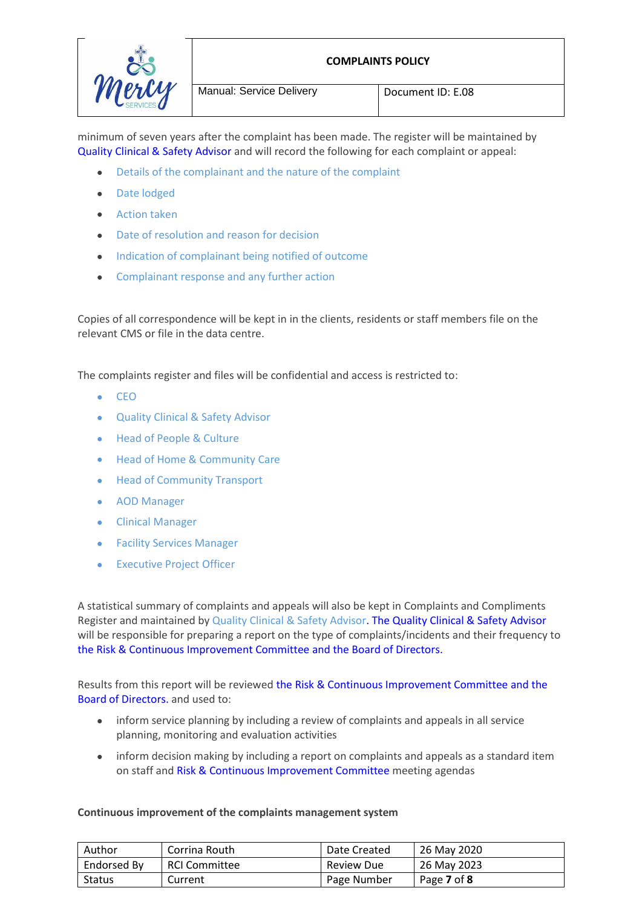minimum of seven years after the complaint has been made. The register will be maintained by Quality Clinical & Safety Advisor and will record the following for each complaint or appeal:

- Details of the complainant and the nature of the complaint
- Date lodged
- Action taken
- Date of resolution and reason for decision
- Indication of complainant being notified of outcome
- Complainant response and any further action

Copies of all correspondence will be kept in in the clients, residents or staff members file on the relevant CMS or file in the data centre.

The complaints register and files will be confidential and access is restricted to:

- CEO
- Quality Clinical & Safety Advisor
- Head of People & Culture
- Head of Home & Community Care
- Head of Community Transport
- AOD Manager
- Clinical Manager
- Facility Services Manager
- Executive Project Officer

A statistical summary of complaints and appeals will also be kept in Complaints and Compliments Register and maintained by Quality Clinical & Safety Advisor. The Quality Clinical & Safety Advisor will be responsible for preparing a report on the type of complaints/incidents and their frequency to the Risk & Continuous Improvement Committee and the Board of Directors.

Results from this report will be reviewed the Risk & Continuous Improvement Committee and the Board of Directors. and used to:

- inform service planning by including a review of complaints and appeals in all service planning, monitoring and evaluation activities
- inform decision making by including a report on complaints and appeals as a standard item on staff and Risk & Continuous Improvement Committee meeting agendas

**Continuous improvement of the complaints management system**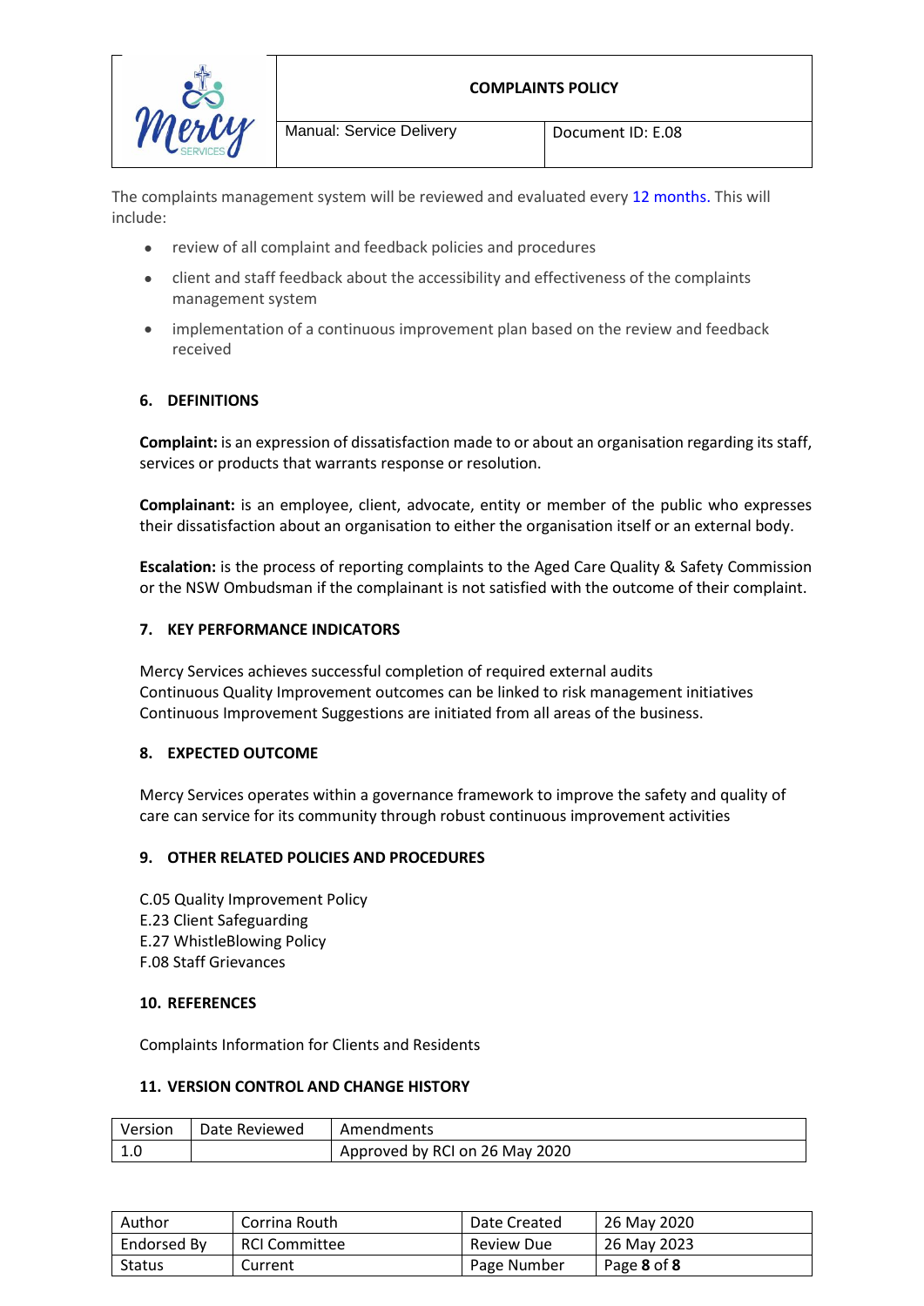The complaints management system will be reviewed and evaluated every 12 months. This will include:

- review of all complaint and feedback policies and procedures
- client and staff feedback about the accessibility and effectiveness of the complaints management system
- implementation of a continuous improvement plan based on the review and feedback received

## 6. DEFINITIONS

**Complaint:** is an expression of dissatisfaction made to or about an organisation regarding its staff, services or products that warrants response or resolution.

**Complainant:** is an employee, client, advocate, entity or member of the public who expresses their dissatisfaction about an organisation to either the organisation itself or an external body.

**Escalation:** is the process of reporting complaints to the Aged Care Quality & Safety Commission or the NSW Ombudsman if the complainant is not satisfied with the outcome of their complaint.

## 7. KEY PERFORMANCE INDICATORS

Mercy Services achieves successful completion of required external audits
Continuous Quality Improvement outcomes can be linked to risk management initiatives
Continuous Improvement Suggestions are initiated from all areas of the business.

## 8. EXPECTED OUTCOME

Mercy Services operates within a governance framework to improve the safety and quality of care can service for its community through robust continuous improvement activities

## 9. OTHER RELATED POLICIES AND PROCEDURES

C.05 Quality Improvement Policy
E.23 Client Safeguarding
E.27 WhistleBlowing Policy
F.08 Staff Grievances

## 10. REFERENCES

Complaints Information for Clients and Residents

## 11. VERSION CONTROL AND CHANGE HISTORY

| Version | Date Reviewed | Amendments |
|---|---|---|
| 1.0 | | Approved by RCI on 26 May 2020 |

| | | | |
|---|---|---|---|
| Author | Corrina Routh | Date Created | 26 May 2020 |
| Endorsed By | RCI Committee | Review Due | 26 May 2023 |
| Status | Current | Page Number | Page **8** of **8** |